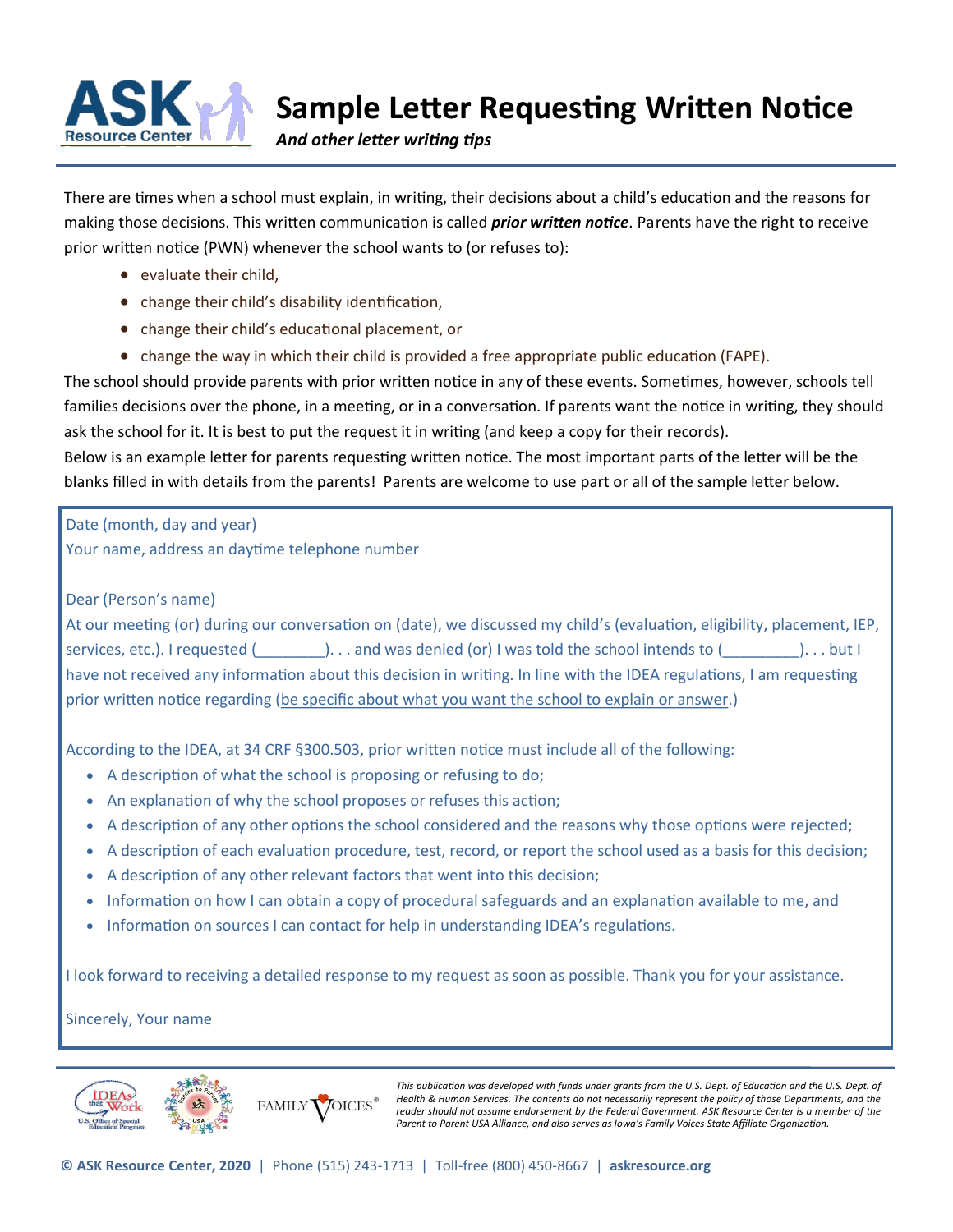# Sample Letter Requesting Written Notice

***And other letter writing tips***

There are times when a school must explain, in writing, their decisions about a child's education and the reasons for making those decisions. This written communication is called ***prior written notice***. Parents have the right to receive prior written notice (PWN) whenever the school wants to (or refuses to):

- evaluate their child,
- change their child's disability identification,
- change their child's educational placement, or
- change the way in which their child is provided a free appropriate public education (FAPE).

The school should provide parents with prior written notice in any of these events. Sometimes, however, schools tell families decisions over the phone, in a meeting, or in a conversation. If parents want the notice in writing, they should ask the school for it. It is best to put the request it in writing (and keep a copy for their records).

Below is an example letter for parents requesting written notice. The most important parts of the letter will be the blanks filled in with details from the parents! Parents are welcome to use part or all of the sample letter below.

---

Date (month, day and year)
Your name, address an daytime telephone number

Dear (Person's name)

At our meeting (or) during our conversation on (date), we discussed my child's (evaluation, eligibility, placement, IEP, services, etc.). I requested (________). . . and was denied (or) I was told the school intends to (_________). . . but I have not received any information about this decision in writing. In line with the IDEA regulations, I am requesting prior written notice regarding (be specific about what you want the school to explain or answer.)

According to the IDEA, at 34 CRF §300.503, prior written notice must include all of the following:

- A description of what the school is proposing or refusing to do;
- An explanation of why the school proposes or refuses this action;
- A description of any other options the school considered and the reasons why those options were rejected;
- A description of each evaluation procedure, test, record, or report the school used as a basis for this decision;
- A description of any other relevant factors that went into this decision;
- Information on how I can obtain a copy of procedural safeguards and an explanation available to me, and
- Information on sources I can contact for help in understanding IDEA's regulations.

I look forward to receiving a detailed response to my request as soon as possible. Thank you for your assistance.

Sincerely, Your name

---

*This publication was developed with funds under grants from the U.S. Dept. of Education and the U.S. Dept. of Health & Human Services. The contents do not necessarily represent the policy of those Departments, and the reader should not assume endorsement by the Federal Government. ASK Resource Center is a member of the Parent to Parent USA Alliance, and also serves as Iowa's Family Voices State Affiliate Organization.*

**© ASK Resource Center, 2020** | Phone (515) 243-1713 | Toll-free (800) 450-8667 | **askresource.org**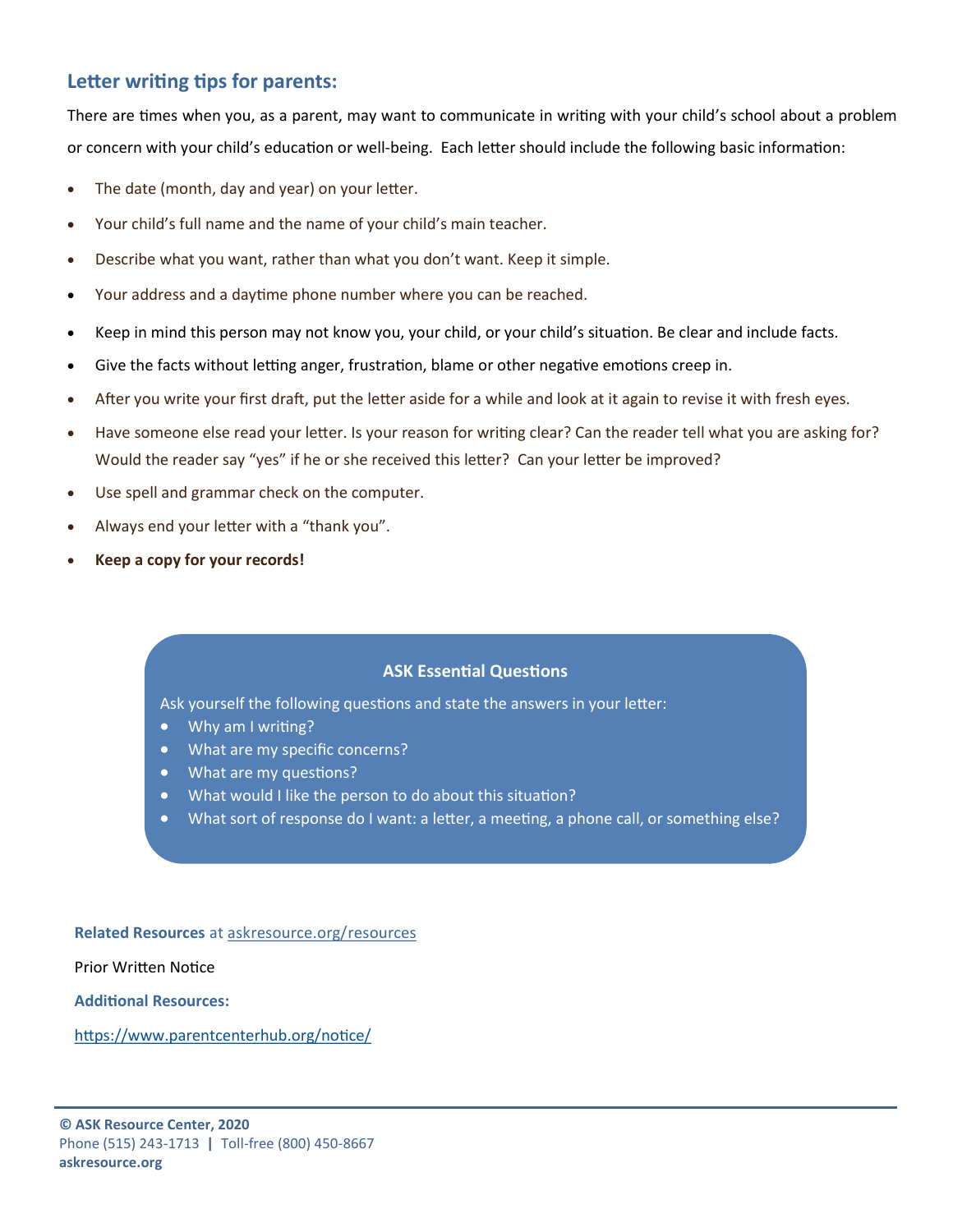## Letter writing tips for parents:

There are times when you, as a parent, may want to communicate in writing with your child's school about a problem or concern with your child's education or well-being. Each letter should include the following basic information:

- The date (month, day and year) on your letter.
- Your child's full name and the name of your child's main teacher.
- Describe what you want, rather than what you don't want. Keep it simple.
- Your address and a daytime phone number where you can be reached.
- Keep in mind this person may not know you, your child, or your child's situation. Be clear and include facts.
- Give the facts without letting anger, frustration, blame or other negative emotions creep in.
- After you write your first draft, put the letter aside for a while and look at it again to revise it with fresh eyes.
- Have someone else read your letter. Is your reason for writing clear? Can the reader tell what you are asking for? Would the reader say "yes" if he or she received this letter? Can your letter be improved?
- Use spell and grammar check on the computer.
- Always end your letter with a "thank you".
- **Keep a copy for your records!**

### ASK Essential Questions

Ask yourself the following questions and state the answers in your letter:

- Why am I writing?
- What are my specific concerns?
- What are my questions?
- What would I like the person to do about this situation?
- What sort of response do I want: a letter, a meeting, a phone call, or something else?

**Related Resources** at askresource.org/resources

Prior Written Notice

**Additional Resources:**

https://www.parentcenterhub.org/notice/

**© ASK Resource Center, 2020**
Phone (515) 243-1713 | Toll-free (800) 450-8667
**askresource.org**